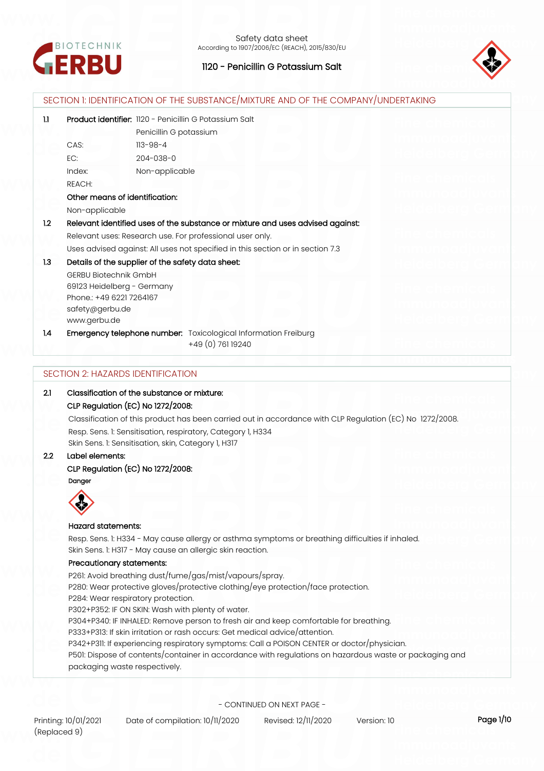Safety data sheet
According to 1907/2006/EC (REACH), 2015/830/EU

# 1120 - Penicillin G Potassium Salt

## SECTION 1: IDENTIFICATION OF THE SUBSTANCE/MIXTURE AND OF THE COMPANY/UNDERTAKING

**1.1 Product identifier:** 1120 - Penicillin G Potassium Salt

Penicillin G potassium

CAS: 113-98-4

EC: 204-038-0

Index: Non-applicable

REACH:

**Other means of identification:**

Non-applicable

**1.2 Relevant identified uses of the substance or mixture and uses advised against:**

Relevant uses: Research use. For professional user only.

Uses advised against: All uses not specified in this section or in section 7.3

**1.3 Details of the supplier of the safety data sheet:**

GERBU Biotechnik GmbH
69123 Heidelberg - Germany
Phone.: +49 6221 7264167
safety@gerbu.de
www.gerbu.de

**1.4 Emergency telephone number:** Toxicological Information Freiburg
+49 (0) 761 19240

## SECTION 2: HAZARDS IDENTIFICATION

**2.1 Classification of the substance or mixture:**

**CLP Regulation (EC) No 1272/2008:**

Classification of this product has been carried out in accordance with CLP Regulation (EC) No 1272/2008.

Resp. Sens. 1: Sensitisation, respiratory, Category 1, H334
Skin Sens. 1: Sensitisation, skin, Category 1, H317

**2.2 Label elements:**

**CLP Regulation (EC) No 1272/2008:**

**Danger**

**Hazard statements:**

Resp. Sens. 1: H334 - May cause allergy or asthma symptoms or breathing difficulties if inhaled.
Skin Sens. 1: H317 - May cause an allergic skin reaction.

**Precautionary statements:**

P261: Avoid breathing dust/fume/gas/mist/vapours/spray.
P280: Wear protective gloves/protective clothing/eye protection/face protection.
P284: Wear respiratory protection.
P302+P352: IF ON SKIN: Wash with plenty of water.
P304+P340: IF INHALED: Remove person to fresh air and keep comfortable for breathing.
P333+P313: If skin irritation or rash occurs: Get medical advice/attention.
P342+P311: If experiencing respiratory symptoms: Call a POISON CENTER or doctor/physician.
P501: Dispose of contents/container in accordance with regulations on hazardous waste or packaging and packaging waste respectively.

- CONTINUED ON NEXT PAGE -

Printing: 10/01/2021 (Replaced 9) Date of compilation: 10/11/2020 Revised: 12/11/2020 Version: 10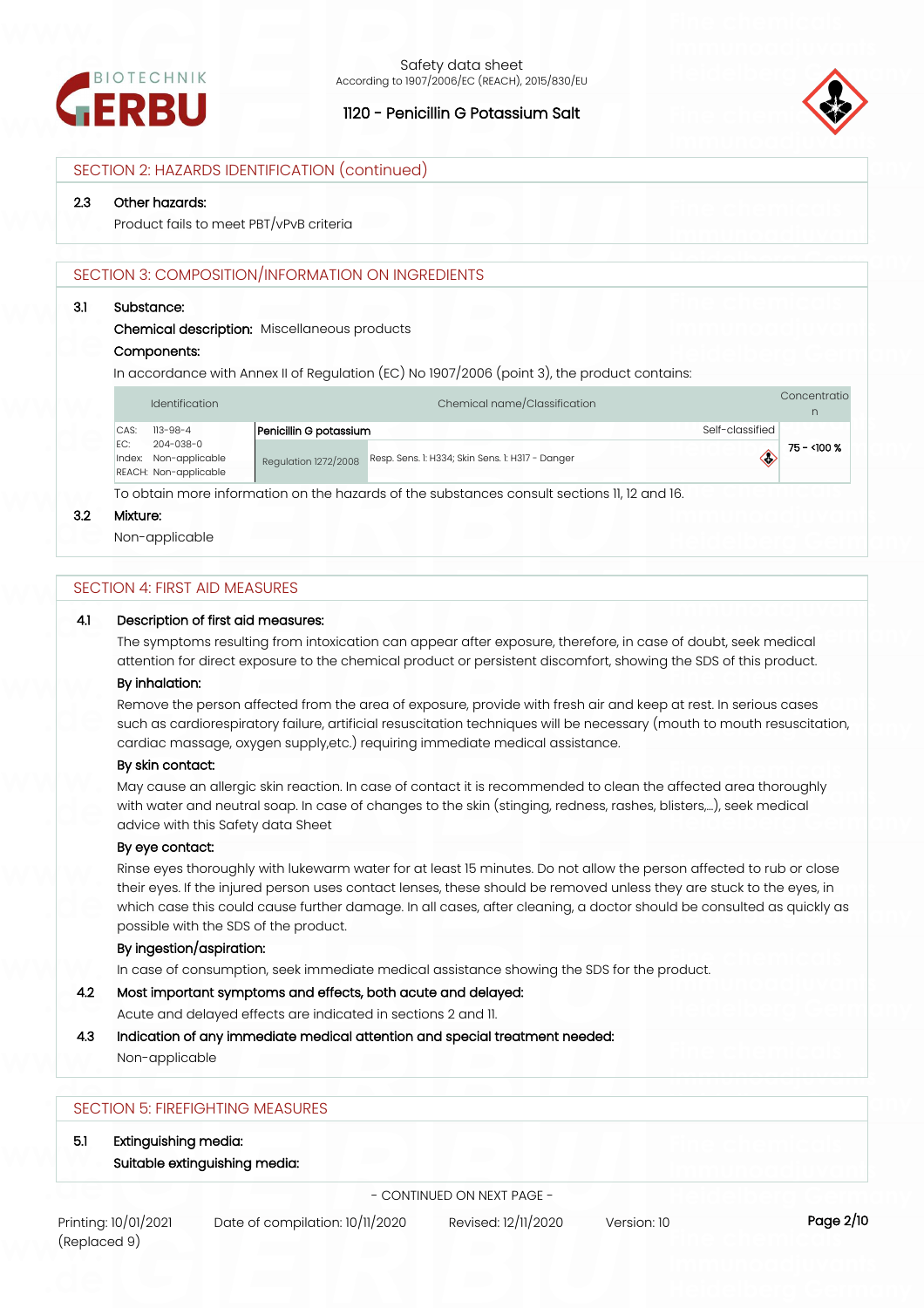## SECTION 2: HAZARDS IDENTIFICATION (continued)

**2.3 Other hazards:**

Product fails to meet PBT/vPvB criteria

## SECTION 3: COMPOSITION/INFORMATION ON INGREDIENTS

**3.1 Substance:**

**Chemical description:** Miscellaneous products

**Components:**

In accordance with Annex II of Regulation (EC) No 1907/2006 (point 3), the product contains:

| Identification | Chemical name/Classification | | Concentration |
|---|---|---|---|
| CAS: 113-98-4<br>EC: 204-038-0<br>Index: Non-applicable<br>REACH: Non-applicable | **Penicillin G potassium** | Self-classified | 75 - <100 % |
| | Regulation 1272/2008 | Resp. Sens. 1: H334; Skin Sens. 1: H317 - Danger | |

To obtain more information on the hazards of the substances consult sections 11, 12 and 16.

**3.2 Mixture:**

Non-applicable

## SECTION 4: FIRST AID MEASURES

**4.1 Description of first aid measures:**

The symptoms resulting from intoxication can appear after exposure, therefore, in case of doubt, seek medical attention for direct exposure to the chemical product or persistent discomfort, showing the SDS of this product.

**By inhalation:**

Remove the person affected from the area of exposure, provide with fresh air and keep at rest. In serious cases such as cardiorespiratory failure, artificial resuscitation techniques will be necessary (mouth to mouth resuscitation, cardiac massage, oxygen supply,etc.) requiring immediate medical assistance.

**By skin contact:**

May cause an allergic skin reaction. In case of contact it is recommended to clean the affected area thoroughly with water and neutral soap. In case of changes to the skin (stinging, redness, rashes, blisters,...), seek medical advice with this Safety data Sheet

**By eye contact:**

Rinse eyes thoroughly with lukewarm water for at least 15 minutes. Do not allow the person affected to rub or close their eyes. If the injured person uses contact lenses, these should be removed unless they are stuck to the eyes, in which case this could cause further damage. In all cases, after cleaning, a doctor should be consulted as quickly as possible with the SDS of the product.

**By ingestion/aspiration:**

In case of consumption, seek immediate medical assistance showing the SDS for the product.

**4.2 Most important symptoms and effects, both acute and delayed:**

Acute and delayed effects are indicated in sections 2 and 11.

**4.3 Indication of any immediate medical attention and special treatment needed:**

Non-applicable

## SECTION 5: FIREFIGHTING MEASURES

**5.1 Extinguishing media:**

**Suitable extinguishing media:**

- CONTINUED ON NEXT PAGE -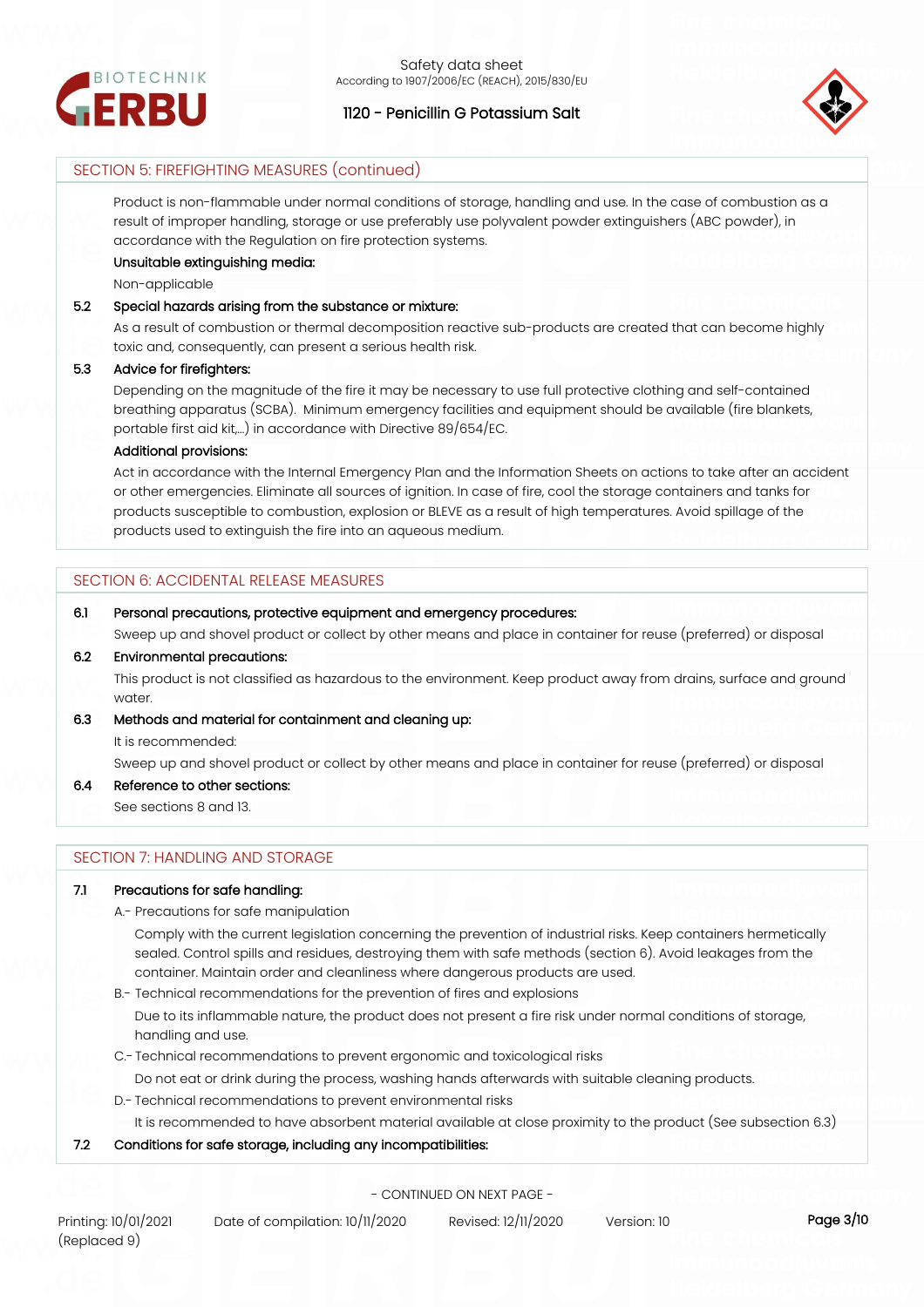## SECTION 5: FIREFIGHTING MEASURES (continued)

Product is non-flammable under normal conditions of storage, handling and use. In the case of combustion as a result of improper handling, storage or use preferably use polyvalent powder extinguishers (ABC powder), in accordance with the Regulation on fire protection systems.

**Unsuitable extinguishing media:**

Non-applicable

**5.2 Special hazards arising from the substance or mixture:**

As a result of combustion or thermal decomposition reactive sub-products are created that can become highly toxic and, consequently, can present a serious health risk.

**5.3 Advice for firefighters:**

Depending on the magnitude of the fire it may be necessary to use full protective clothing and self-contained breathing apparatus (SCBA). Minimum emergency facilities and equipment should be available (fire blankets, portable first aid kit,...) in accordance with Directive 89/654/EC.

**Additional provisions:**

Act in accordance with the Internal Emergency Plan and the Information Sheets on actions to take after an accident or other emergencies. Eliminate all sources of ignition. In case of fire, cool the storage containers and tanks for products susceptible to combustion, explosion or BLEVE as a result of high temperatures. Avoid spillage of the products used to extinguish the fire into an aqueous medium.

## SECTION 6: ACCIDENTAL RELEASE MEASURES

**6.1 Personal precautions, protective equipment and emergency procedures:**

Sweep up and shovel product or collect by other means and place in container for reuse (preferred) or disposal

**6.2 Environmental precautions:**

This product is not classified as hazardous to the environment. Keep product away from drains, surface and ground water.

**6.3 Methods and material for containment and cleaning up:**

It is recommended:

Sweep up and shovel product or collect by other means and place in container for reuse (preferred) or disposal

**6.4 Reference to other sections:**

See sections 8 and 13.

## SECTION 7: HANDLING AND STORAGE

**7.1 Precautions for safe handling:**

A.- Precautions for safe manipulation

Comply with the current legislation concerning the prevention of industrial risks. Keep containers hermetically sealed. Control spills and residues, destroying them with safe methods (section 6). Avoid leakages from the container. Maintain order and cleanliness where dangerous products are used.

B.- Technical recommendations for the prevention of fires and explosions

Due to its inflammable nature, the product does not present a fire risk under normal conditions of storage, handling and use.

C.- Technical recommendations to prevent ergonomic and toxicological risks

Do not eat or drink during the process, washing hands afterwards with suitable cleaning products.

D.- Technical recommendations to prevent environmental risks

It is recommended to have absorbent material available at close proximity to the product (See subsection 6.3)

**7.2 Conditions for safe storage, including any incompatibilities:**

- CONTINUED ON NEXT PAGE -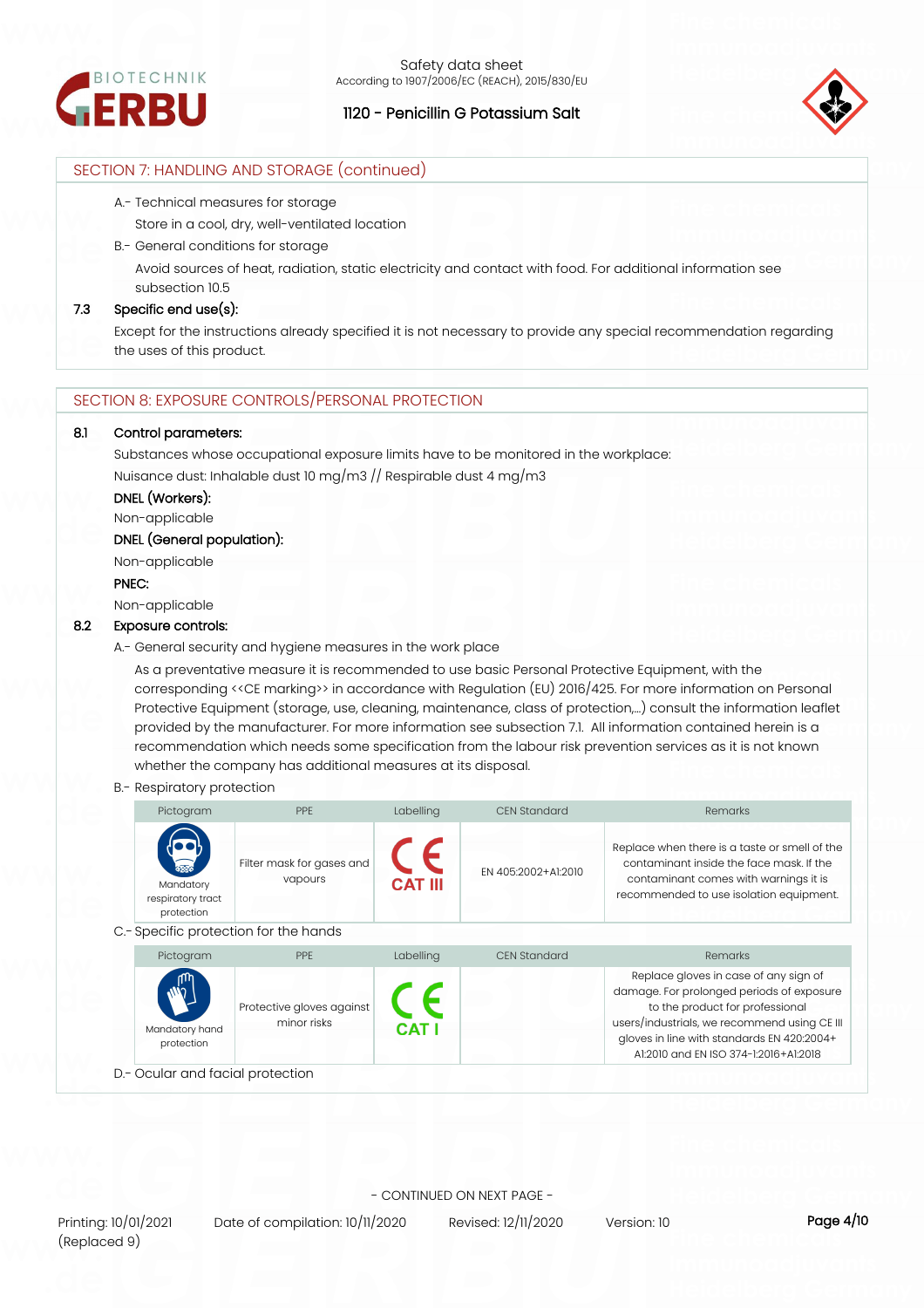## SECTION 7: HANDLING AND STORAGE (continued)

A.- Technical measures for storage

Store in a cool, dry, well-ventilated location

B.- General conditions for storage

Avoid sources of heat, radiation, static electricity and contact with food. For additional information see subsection 10.5

**7.3 Specific end use(s):**

Except for the instructions already specified it is not necessary to provide any special recommendation regarding the uses of this product.

## SECTION 8: EXPOSURE CONTROLS/PERSONAL PROTECTION

**8.1 Control parameters:**

Substances whose occupational exposure limits have to be monitored in the workplace:

Nuisance dust: Inhalable dust 10 mg/m3 // Respirable dust 4 mg/m3

**DNEL (Workers):**

Non-applicable

**DNEL (General population):**

Non-applicable

**PNEC:**

Non-applicable

**8.2 Exposure controls:**

A.- General security and hygiene measures in the work place

As a preventative measure it is recommended to use basic Personal Protective Equipment, with the corresponding <<CE marking>> in accordance with Regulation (EU) 2016/425. For more information on Personal Protective Equipment (storage, use, cleaning, maintenance, class of protection,...) consult the information leaflet provided by the manufacturer. For more information see subsection 7.1. All information contained herein is a recommendation which needs some specification from the labour risk prevention services as it is not known whether the company has additional measures at its disposal.

B.- Respiratory protection

| Pictogram | PPE | Labelling | CEN Standard | Remarks |
|---|---|---|---|---|
| Mandatory respiratory tract protection | Filter mask for gases and vapours | CE CAT III | EN 405:2002+A1:2010 | Replace when there is a taste or smell of the contaminant inside the face mask. If the contaminant comes with warnings it is recommended to use isolation equipment. |

C.- Specific protection for the hands

| Pictogram | PPE | Labelling | CEN Standard | Remarks |
|---|---|---|---|---|
| Mandatory hand protection | Protective gloves against minor risks | CE CAT I | | Replace gloves in case of any sign of damage. For prolonged periods of exposure to the product for professional users/industrials, we recommend using CE III gloves in line with standards EN 420:2004+A1:2010 and EN ISO 374-1:2016+A1:2018 |

D.- Ocular and facial protection

- CONTINUED ON NEXT PAGE -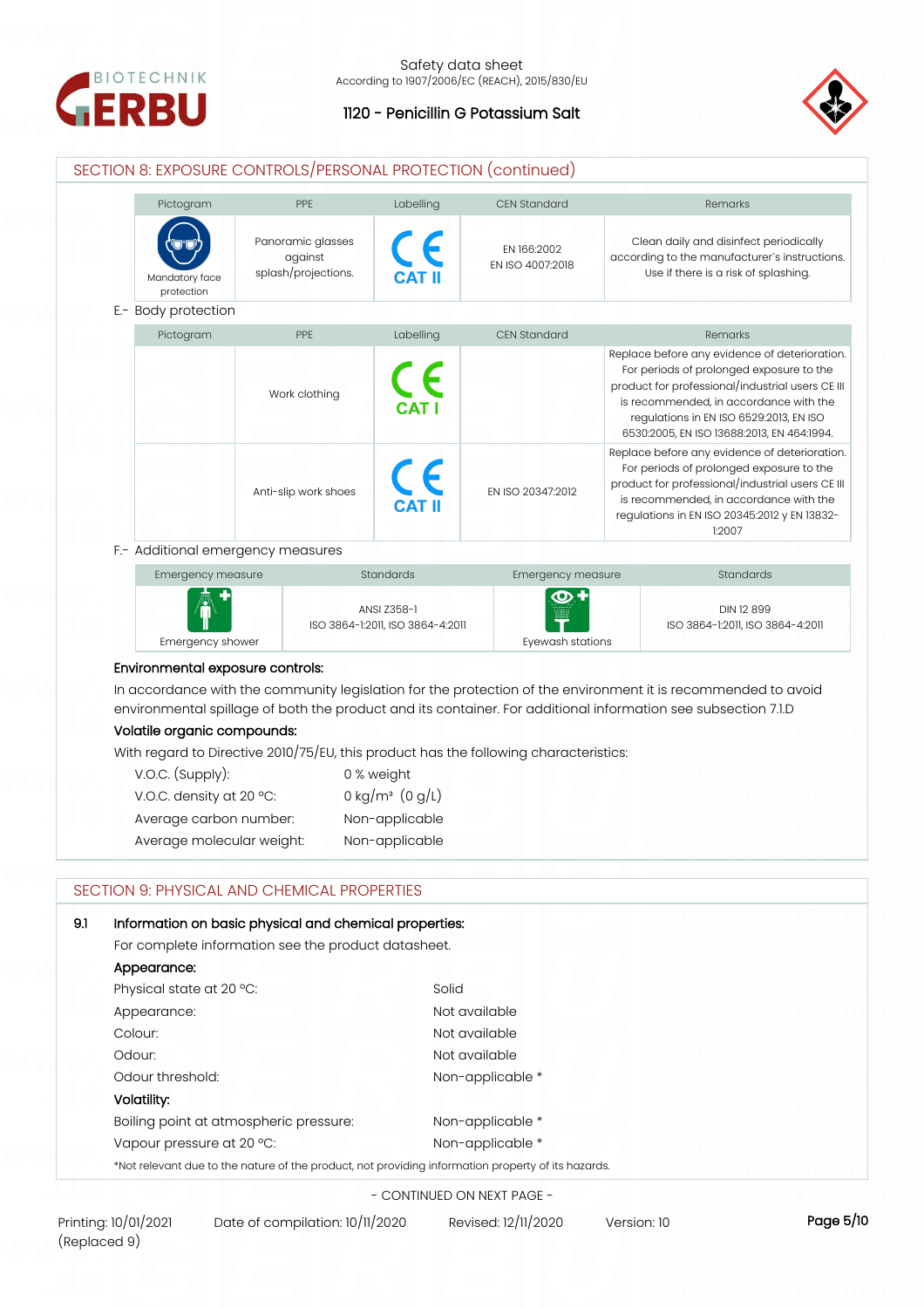## SECTION 8: EXPOSURE CONTROLS/PERSONAL PROTECTION (continued)

| Pictogram | PPE | Labelling | CEN Standard | Remarks |
|---|---|---|---|---|
| Mandatory face protection | Panoramic glasses against splash/projections. | CE CAT II | EN 166:2002<br>EN ISO 4007:2018 | Clean daily and disinfect periodically according to the manufacturer´s instructions. Use if there is a risk of splashing. |

E.- Body protection

| Pictogram | PPE | Labelling | CEN Standard | Remarks |
|---|---|---|---|---|
| | Work clothing | CE CAT I | | Replace before any evidence of deterioration. For periods of prolonged exposure to the product for professional/industrial users CE III is recommended, in accordance with the regulations in EN ISO 6529:2013, EN ISO 6530:2005, EN ISO 13688:2013, EN 464:1994. |
| | Anti-slip work shoes | CE CAT II | EN ISO 20347:2012 | Replace before any evidence of deterioration. For periods of prolonged exposure to the product for professional/industrial users CE III is recommended, in accordance with the regulations in EN ISO 20345:2012 y EN 13832-1:2007 |

F.- Additional emergency measures

| Emergency measure | Standards | Emergency measure | Standards |
|---|---|---|---|
| Emergency shower | ANSI Z358-1<br>ISO 3864-1:2011, ISO 3864-4:2011 | Eyewash stations | DIN 12 899<br>ISO 3864-1:2011, ISO 3864-4:2011 |

**Environmental exposure controls:**

In accordance with the community legislation for the protection of the environment it is recommended to avoid environmental spillage of both the product and its container. For additional information see subsection 7.1.D

**Volatile organic compounds:**

With regard to Directive 2010/75/EU, this product has the following characteristics:

| | |
|---|---|
| V.O.C. (Supply): | 0 % weight |
| V.O.C. density at 20 ºC: | 0 kg/m³ (0 g/L) |
| Average carbon number: | Non-applicable |
| Average molecular weight: | Non-applicable |

## SECTION 9: PHYSICAL AND CHEMICAL PROPERTIES

**9.1 Information on basic physical and chemical properties:**

For complete information see the product datasheet.

**Appearance:**

| | |
|---|---|
| Physical state at 20 ºC: | Solid |
| Appearance: | Not available |
| Colour: | Not available |
| Odour: | Not available |
| Odour threshold: | Non-applicable * |

**Volatility:**

| | |
|---|---|
| Boiling point at atmospheric pressure: | Non-applicable * |
| Vapour pressure at 20 ºC: | Non-applicable * |

*Not relevant due to the nature of the product, not providing information property of its hazards.

- CONTINUED ON NEXT PAGE -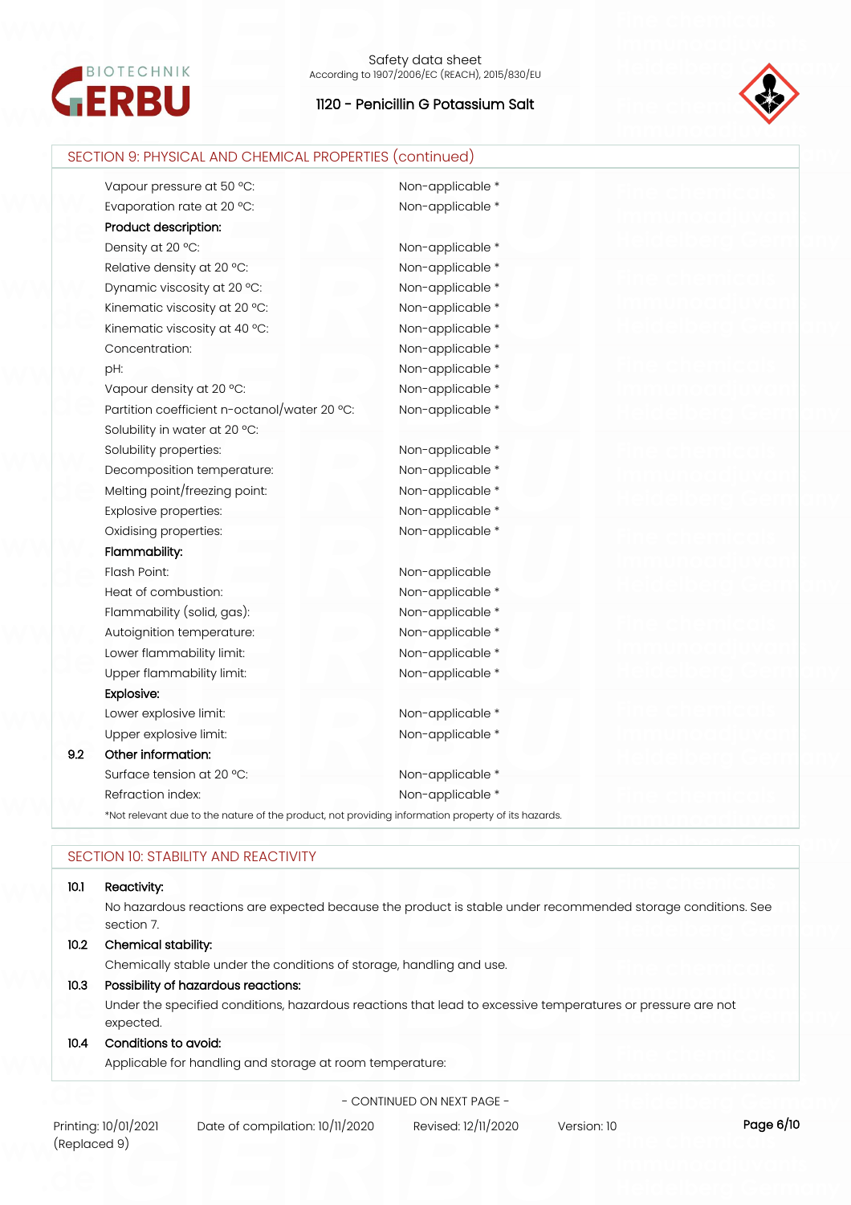## SECTION 9: PHYSICAL AND CHEMICAL PROPERTIES (continued)

| | |
|---|---|
| Vapour pressure at 50 ºC: | Non-applicable * |
| Evaporation rate at 20 ºC: | Non-applicable * |
| **Product description:** | |
| Density at 20 ºC: | Non-applicable * |
| Relative density at 20 ºC: | Non-applicable * |
| Dynamic viscosity at 20 ºC: | Non-applicable * |
| Kinematic viscosity at 20 ºC: | Non-applicable * |
| Kinematic viscosity at 40 ºC: | Non-applicable * |
| Concentration: | Non-applicable * |
| pH: | Non-applicable * |
| Vapour density at 20 ºC: | Non-applicable * |
| Partition coefficient n-octanol/water 20 ºC: | Non-applicable * |
| Solubility in water at 20 ºC: | |
| Solubility properties: | Non-applicable * |
| Decomposition temperature: | Non-applicable * |
| Melting point/freezing point: | Non-applicable * |
| Explosive properties: | Non-applicable * |
| Oxidising properties: | Non-applicable * |
| **Flammability:** | |
| Flash Point: | Non-applicable |
| Heat of combustion: | Non-applicable * |
| Flammability (solid, gas): | Non-applicable * |
| Autoignition temperature: | Non-applicable * |
| Lower flammability limit: | Non-applicable * |
| Upper flammability limit: | Non-applicable * |
| **Explosive:** | |
| Lower explosive limit: | Non-applicable * |
| Upper explosive limit: | Non-applicable * |

**9.2 Other information:**

| | |
|---|---|
| Surface tension at 20 ºC: | Non-applicable * |
| Refraction index: | Non-applicable * |

*Not relevant due to the nature of the product, not providing information property of its hazards.

## SECTION 10: STABILITY AND REACTIVITY

**10.1 Reactivity:**

No hazardous reactions are expected because the product is stable under recommended storage conditions. See section 7.

**10.2 Chemical stability:**

Chemically stable under the conditions of storage, handling and use.

**10.3 Possibility of hazardous reactions:**

Under the specified conditions, hazardous reactions that lead to excessive temperatures or pressure are not expected.

**10.4 Conditions to avoid:**

Applicable for handling and storage at room temperature:

- CONTINUED ON NEXT PAGE -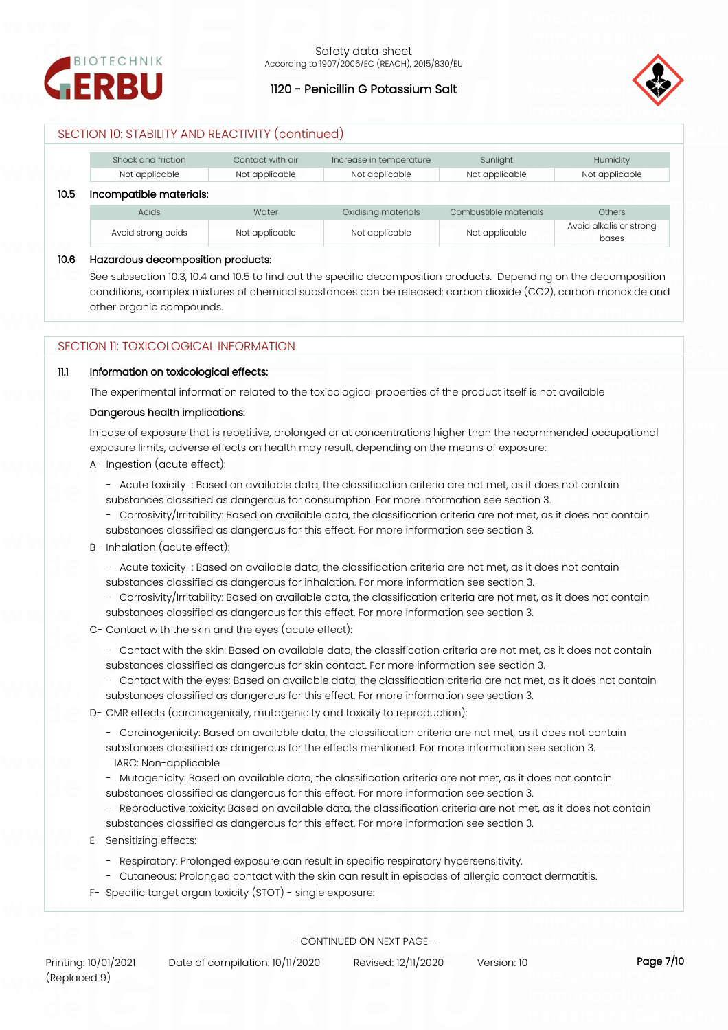## SECTION 10: STABILITY AND REACTIVITY (continued)

| Shock and friction | Contact with air | Increase in temperature | Sunlight | Humidity |
|---|---|---|---|---|
| Not applicable | Not applicable | Not applicable | Not applicable | Not applicable |

**10.5 Incompatible materials:**

| Acids | Water | Oxidising materials | Combustible materials | Others |
|---|---|---|---|---|
| Avoid strong acids | Not applicable | Not applicable | Not applicable | Avoid alkalis or strong bases |

**10.6 Hazardous decomposition products:**

See subsection 10.3, 10.4 and 10.5 to find out the specific decomposition products. Depending on the decomposition conditions, complex mixtures of chemical substances can be released: carbon dioxide ($CO_2$), carbon monoxide and other organic compounds.

## SECTION 11: TOXICOLOGICAL INFORMATION

**11.1 Information on toxicological effects:**

The experimental information related to the toxicological properties of the product itself is not available

**Dangerous health implications:**

In case of exposure that is repetitive, prolonged or at concentrations higher than the recommended occupational exposure limits, adverse effects on health may result, depending on the means of exposure:

A- Ingestion (acute effect):

- Acute toxicity : Based on available data, the classification criteria are not met, as it does not contain substances classified as dangerous for consumption. For more information see section 3.
- Corrosivity/Irritability: Based on available data, the classification criteria are not met, as it does not contain substances classified as dangerous for this effect. For more information see section 3.

B- Inhalation (acute effect):

- Acute toxicity : Based on available data, the classification criteria are not met, as it does not contain substances classified as dangerous for inhalation. For more information see section 3.
- Corrosivity/Irritability: Based on available data, the classification criteria are not met, as it does not contain substances classified as dangerous for this effect. For more information see section 3.

C- Contact with the skin and the eyes (acute effect):

- Contact with the skin: Based on available data, the classification criteria are not met, as it does not contain substances classified as dangerous for skin contact. For more information see section 3.
- Contact with the eyes: Based on available data, the classification criteria are not met, as it does not contain substances classified as dangerous for this effect. For more information see section 3.

D- CMR effects (carcinogenicity, mutagenicity and toxicity to reproduction):

- Carcinogenicity: Based on available data, the classification criteria are not met, as it does not contain substances classified as dangerous for the effects mentioned. For more information see section 3.
  IARC: Non-applicable
- Mutagenicity: Based on available data, the classification criteria are not met, as it does not contain substances classified as dangerous for this effect. For more information see section 3.
- Reproductive toxicity: Based on available data, the classification criteria are not met, as it does not contain substances classified as dangerous for this effect. For more information see section 3.

E- Sensitizing effects:

- Respiratory: Prolonged exposure can result in specific respiratory hypersensitivity.
- Cutaneous: Prolonged contact with the skin can result in episodes of allergic contact dermatitis.

F- Specific target organ toxicity (STOT) - single exposure:

- CONTINUED ON NEXT PAGE -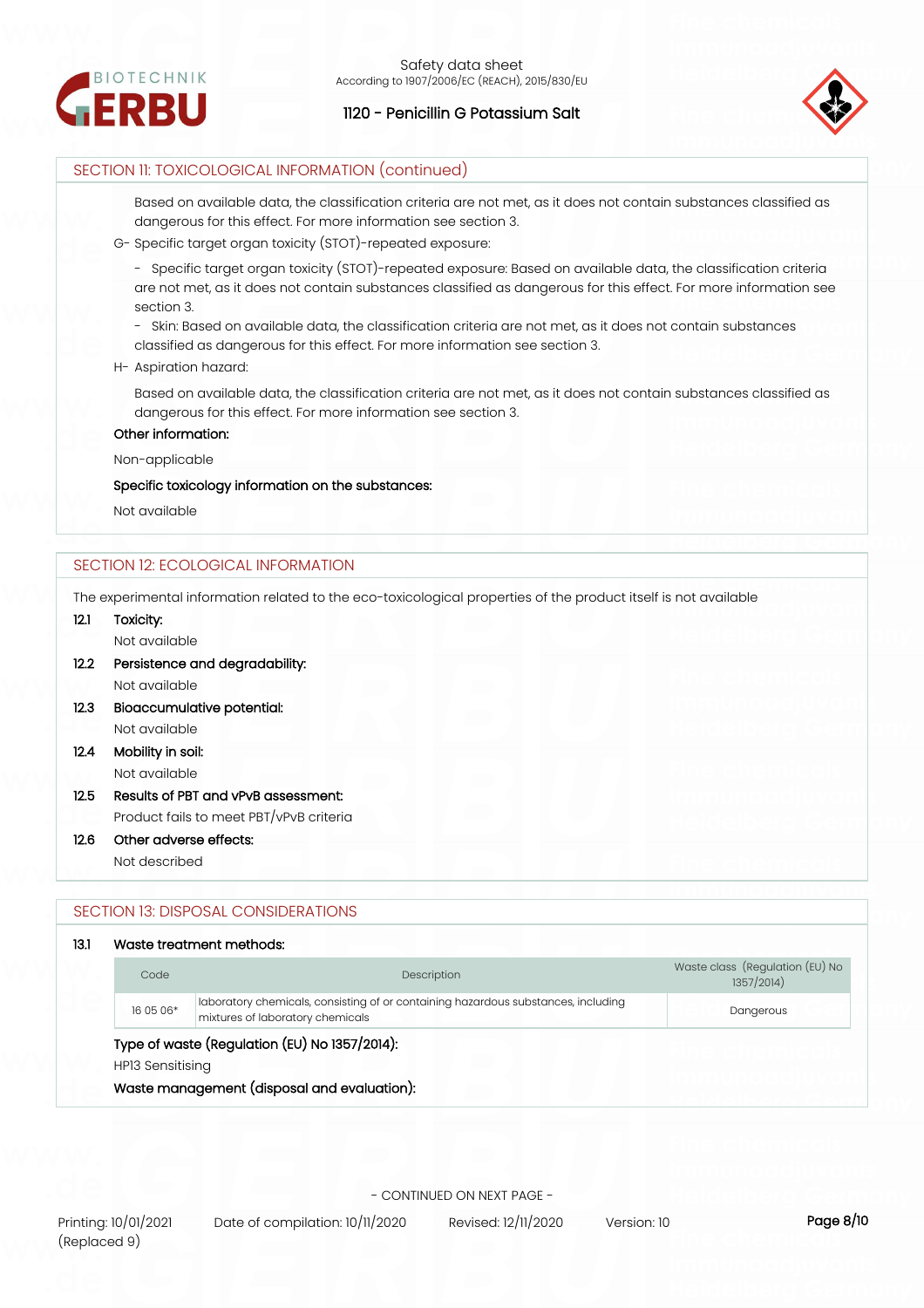## SECTION 11: TOXICOLOGICAL INFORMATION (continued)

Based on available data, the classification criteria are not met, as it does not contain substances classified as dangerous for this effect. For more information see section 3.

G- Specific target organ toxicity (STOT)-repeated exposure:

- Specific target organ toxicity (STOT)-repeated exposure: Based on available data, the classification criteria are not met, as it does not contain substances classified as dangerous for this effect. For more information see section 3.
- Skin: Based on available data, the classification criteria are not met, as it does not contain substances classified as dangerous for this effect. For more information see section 3.

H- Aspiration hazard:

Based on available data, the classification criteria are not met, as it does not contain substances classified as dangerous for this effect. For more information see section 3.

**Other information:**

Non-applicable

**Specific toxicology information on the substances:**

Not available

## SECTION 12: ECOLOGICAL INFORMATION

The experimental information related to the eco-toxicological properties of the product itself is not available

**12.1 Toxicity:**

Not available

**12.2 Persistence and degradability:**

Not available

**12.3 Bioaccumulative potential:**

Not available

**12.4 Mobility in soil:**

Not available

**12.5 Results of PBT and vPvB assessment:**

Product fails to meet PBT/vPvB criteria

**12.6 Other adverse effects:**

Not described

## SECTION 13: DISPOSAL CONSIDERATIONS

**13.1 Waste treatment methods:**

| Code | Description | Waste class (Regulation (EU) No 1357/2014) |
|---|---|---|
| 16 05 06* | laboratory chemicals, consisting of or containing hazardous substances, including mixtures of laboratory chemicals | Dangerous |

**Type of waste (Regulation (EU) No 1357/2014):**

HP13 Sensitising

**Waste management (disposal and evaluation):**

- CONTINUED ON NEXT PAGE -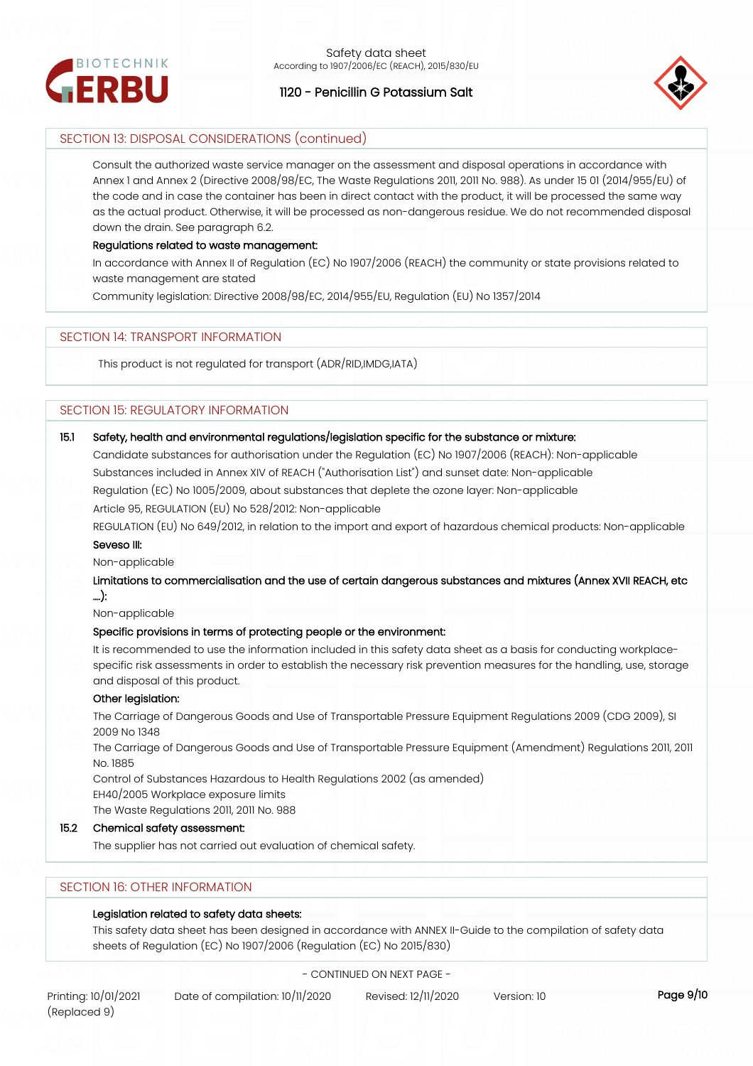## SECTION 13: DISPOSAL CONSIDERATIONS (continued)

Consult the authorized waste service manager on the assessment and disposal operations in accordance with Annex 1 and Annex 2 (Directive 2008/98/EC, The Waste Regulations 2011, 2011 No. 988). As under 15 01 (2014/955/EU) of the code and in case the container has been in direct contact with the product, it will be processed the same way as the actual product. Otherwise, it will be processed as non-dangerous residue. We do not recommended disposal down the drain. See paragraph 6.2.

**Regulations related to waste management:**

In accordance with Annex II of Regulation (EC) No 1907/2006 (REACH) the community or state provisions related to waste management are stated

Community legislation: Directive 2008/98/EC, 2014/955/EU, Regulation (EU) No 1357/2014

## SECTION 14: TRANSPORT INFORMATION

This product is not regulated for transport (ADR/RID,IMDG,IATA)

## SECTION 15: REGULATORY INFORMATION

**15.1 Safety, health and environmental regulations/legislation specific for the substance or mixture:**

Candidate substances for authorisation under the Regulation (EC) No 1907/2006 (REACH): Non-applicable

Substances included in Annex XIV of REACH ("Authorisation List") and sunset date: Non-applicable

Regulation (EC) No 1005/2009, about substances that deplete the ozone layer: Non-applicable

Article 95, REGULATION (EU) No 528/2012: Non-applicable

REGULATION (EU) No 649/2012, in relation to the import and export of hazardous chemical products: Non-applicable

**Seveso III:**

Non-applicable

**Limitations to commercialisation and the use of certain dangerous substances and mixtures (Annex XVII REACH, etc ....):**

Non-applicable

**Specific provisions in terms of protecting people or the environment:**

It is recommended to use the information included in this safety data sheet as a basis for conducting workplace-specific risk assessments in order to establish the necessary risk prevention measures for the handling, use, storage and disposal of this product.

**Other legislation:**

The Carriage of Dangerous Goods and Use of Transportable Pressure Equipment Regulations 2009 (CDG 2009), SI 2009 No 1348
The Carriage of Dangerous Goods and Use of Transportable Pressure Equipment (Amendment) Regulations 2011, 2011 No. 1885
Control of Substances Hazardous to Health Regulations 2002 (as amended)
EH40/2005 Workplace exposure limits
The Waste Regulations 2011, 2011 No. 988

**15.2 Chemical safety assessment:**

The supplier has not carried out evaluation of chemical safety.

## SECTION 16: OTHER INFORMATION

**Legislation related to safety data sheets:**

This safety data sheet has been designed in accordance with ANNEX II-Guide to the compilation of safety data sheets of Regulation (EC) No 1907/2006 (Regulation (EC) No 2015/830)

- CONTINUED ON NEXT PAGE -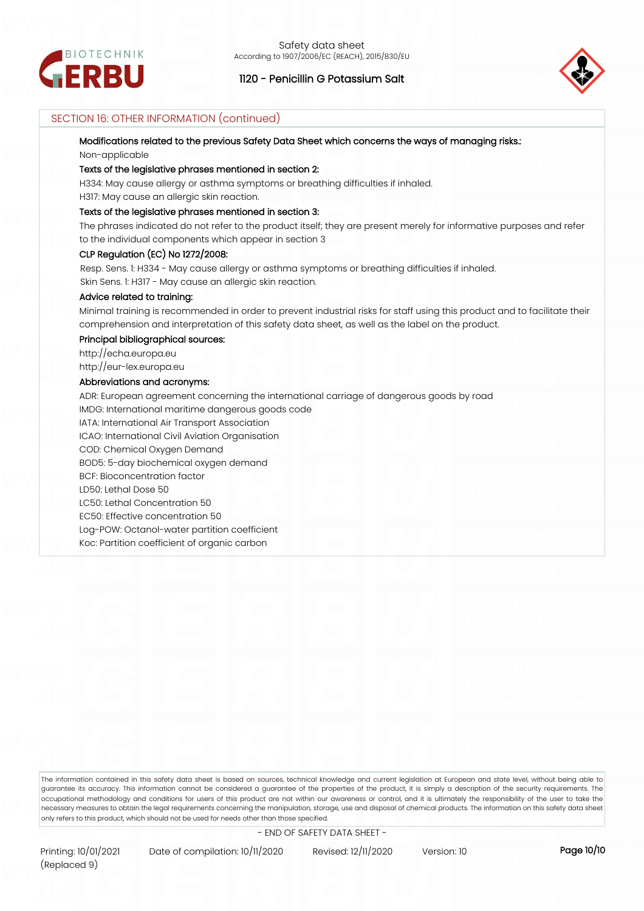## SECTION 16: OTHER INFORMATION (continued)

**Modifications related to the previous Safety Data Sheet which concerns the ways of managing risks.:**

Non-applicable

**Texts of the legislative phrases mentioned in section 2:**

H334: May cause allergy or asthma symptoms or breathing difficulties if inhaled.
H317: May cause an allergic skin reaction.

**Texts of the legislative phrases mentioned in section 3:**

The phrases indicated do not refer to the product itself; they are present merely for informative purposes and refer to the individual components which appear in section 3

**CLP Regulation (EC) No 1272/2008:**

Resp. Sens. 1: H334 - May cause allergy or asthma symptoms or breathing difficulties if inhaled.
Skin Sens. 1: H317 - May cause an allergic skin reaction.

**Advice related to training:**

Minimal training is recommended in order to prevent industrial risks for staff using this product and to facilitate their comprehension and interpretation of this safety data sheet, as well as the label on the product.

**Principal bibliographical sources:**

http://echa.europa.eu
http://eur-lex.europa.eu

**Abbreviations and acronyms:**

ADR: European agreement concerning the international carriage of dangerous goods by road
IMDG: International maritime dangerous goods code
IATA: International Air Transport Association
ICAO: International Civil Aviation Organisation
COD: Chemical Oxygen Demand
BOD5: 5-day biochemical oxygen demand
BCF: Bioconcentration factor
LD50: Lethal Dose 50
LC50: Lethal Concentration 50
EC50: Effective concentration 50
Log-POW: Octanol-water partition coefficient
Koc: Partition coefficient of organic carbon

The information contained in this safety data sheet is based on sources, technical knowledge and current legislation at European and state level, without being able to guarantee its accuracy. This information cannot be considered a guarantee of the properties of the product, it is simply a description of the security requirements. The occupational methodology and conditions for users of this product are not within our awareness or control, and it is ultimately the responsibility of the user to take the necessary measures to obtain the legal requirements concerning the manipulation, storage, use and disposal of chemical products. The information on this safety data sheet only refers to this product, which should not be used for needs other than those specified.

- END OF SAFETY DATA SHEET -